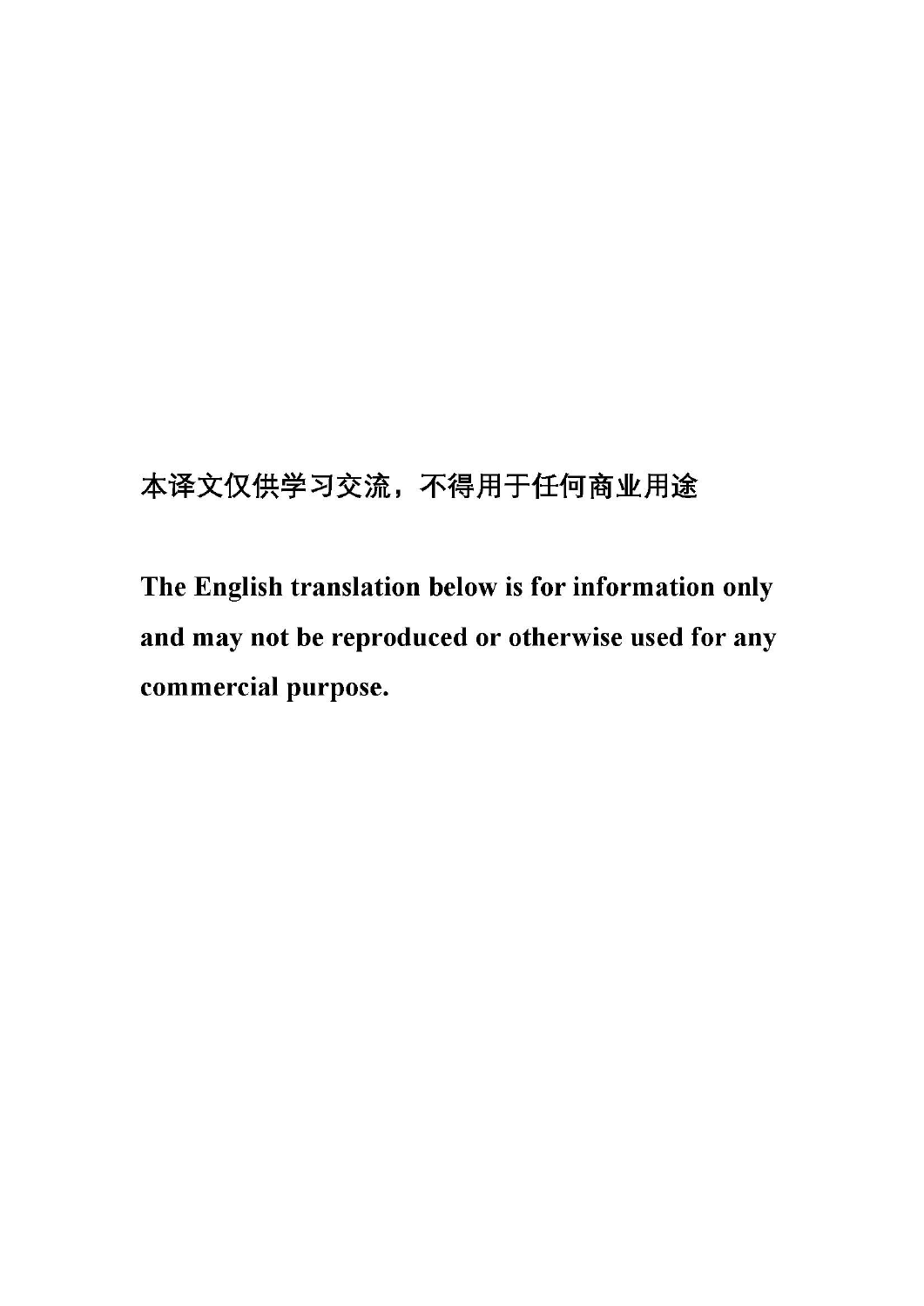本译文仅供学习交流，不得用于任何商业用途

**The English translation below is for information only and may not be reproduced or otherwise used for any commercial purpose.**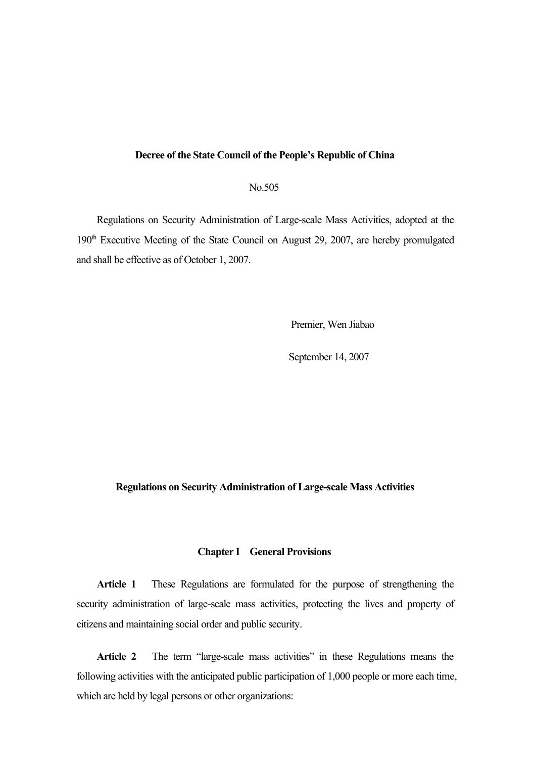**Decree of the State Council of the People's Republic of China**

No.505

Regulations on Security Administration of Large-scale Mass Activities, adopted at the 190th Executive Meeting of the State Council on August 29, 2007, are hereby promulgated and shall be effective as of October 1, 2007.

Premier, Wen Jiabao

September 14, 2007

# Regulations on Security Administration of Large-scale Mass Activities

## Chapter I General Provisions

**Article 1** These Regulations are formulated for the purpose of strengthening the security administration of large-scale mass activities, protecting the lives and property of citizens and maintaining social order and public security.

**Article 2** The term "large-scale mass activities" in these Regulations means the following activities with the anticipated public participation of 1,000 people or more each time, which are held by legal persons or other organizations: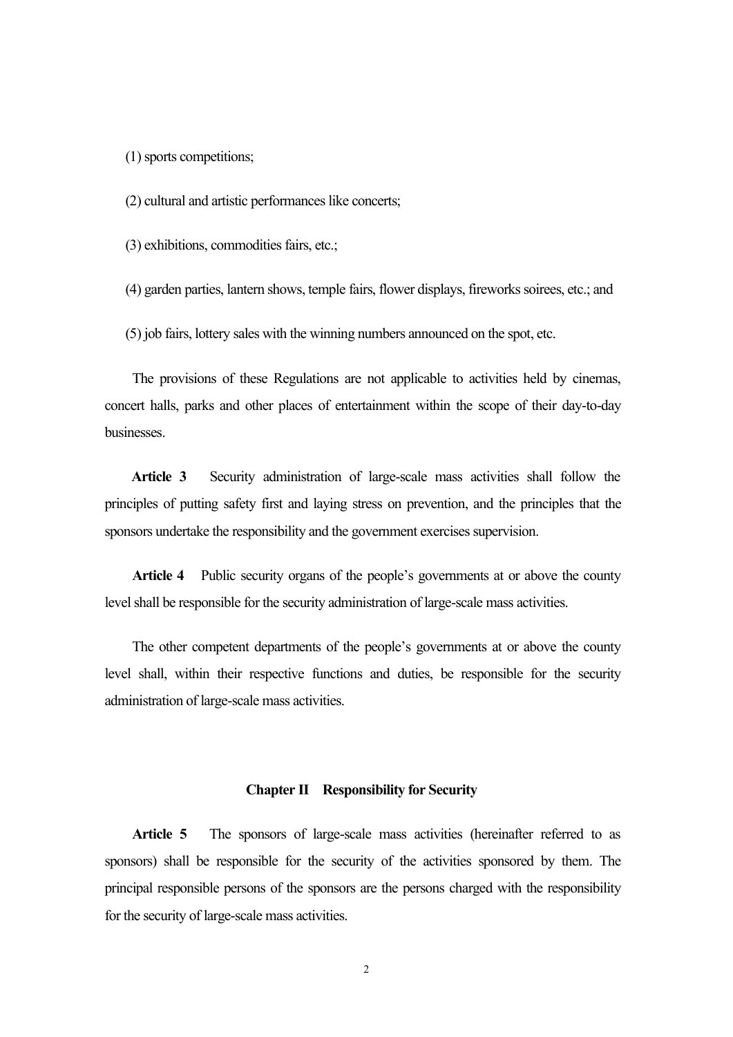(1) sports competitions;

(2) cultural and artistic performances like concerts;

(3) exhibitions, commodities fairs, etc.;

(4) garden parties, lantern shows, temple fairs, flower displays, fireworks soirees, etc.; and

(5) job fairs, lottery sales with the winning numbers announced on the spot, etc.

The provisions of these Regulations are not applicable to activities held by cinemas, concert halls, parks and other places of entertainment within the scope of their day-to-day businesses.

**Article 3** Security administration of large-scale mass activities shall follow the principles of putting safety first and laying stress on prevention, and the principles that the sponsors undertake the responsibility and the government exercises supervision.

**Article 4** Public security organs of the people's governments at or above the county level shall be responsible for the security administration of large-scale mass activities.

The other competent departments of the people's governments at or above the county level shall, within their respective functions and duties, be responsible for the security administration of large-scale mass activities.

## Chapter II Responsibility for Security

**Article 5** The sponsors of large-scale mass activities (hereinafter referred to as sponsors) shall be responsible for the security of the activities sponsored by them. The principal responsible persons of the sponsors are the persons charged with the responsibility for the security of large-scale mass activities.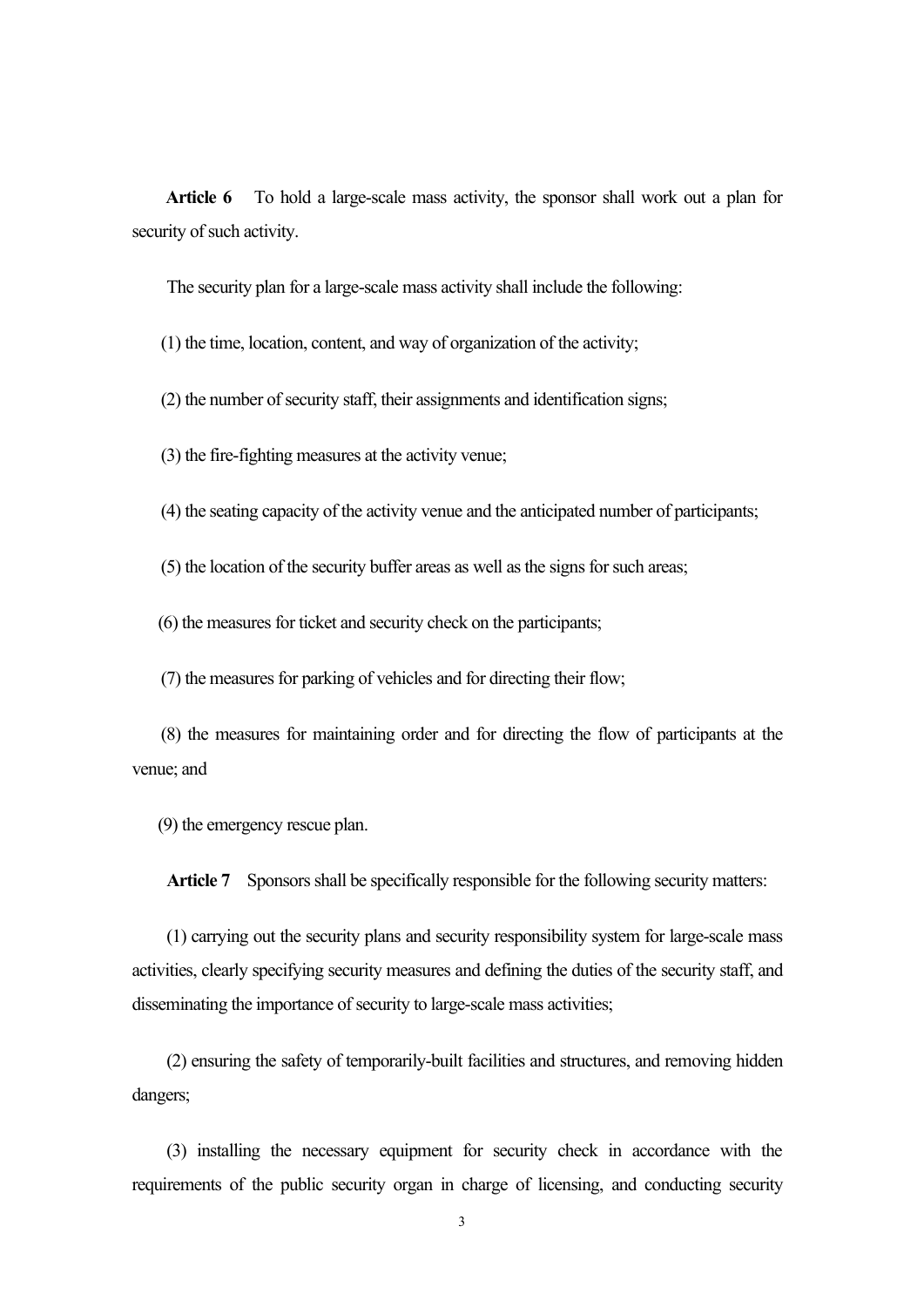**Article 6** To hold a large-scale mass activity, the sponsor shall work out a plan for security of such activity.

The security plan for a large-scale mass activity shall include the following:

(1) the time, location, content, and way of organization of the activity;

(2) the number of security staff, their assignments and identification signs;

(3) the fire-fighting measures at the activity venue;

(4) the seating capacity of the activity venue and the anticipated number of participants;

(5) the location of the security buffer areas as well as the signs for such areas;

(6) the measures for ticket and security check on the participants;

(7) the measures for parking of vehicles and for directing their flow;

(8) the measures for maintaining order and for directing the flow of participants at the venue; and

(9) the emergency rescue plan.

**Article 7** Sponsors shall be specifically responsible for the following security matters:

(1) carrying out the security plans and security responsibility system for large-scale mass activities, clearly specifying security measures and defining the duties of the security staff, and disseminating the importance of security to large-scale mass activities;

(2) ensuring the safety of temporarily-built facilities and structures, and removing hidden dangers;

(3) installing the necessary equipment for security check in accordance with the requirements of the public security organ in charge of licensing, and conducting security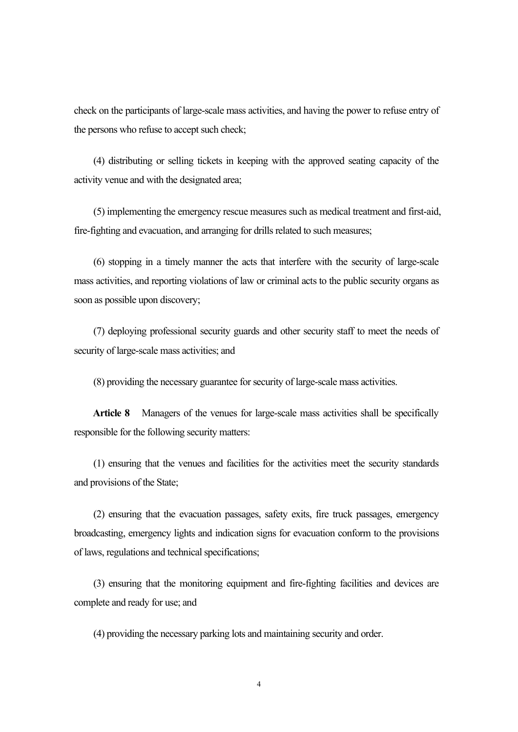check on the participants of large-scale mass activities, and having the power to refuse entry of the persons who refuse to accept such check;

(4) distributing or selling tickets in keeping with the approved seating capacity of the activity venue and with the designated area;

(5) implementing the emergency rescue measures such as medical treatment and first-aid, fire-fighting and evacuation, and arranging for drills related to such measures;

(6) stopping in a timely manner the acts that interfere with the security of large-scale mass activities, and reporting violations of law or criminal acts to the public security organs as soon as possible upon discovery;

(7) deploying professional security guards and other security staff to meet the needs of security of large-scale mass activities; and

(8) providing the necessary guarantee for security of large-scale mass activities.

**Article 8** Managers of the venues for large-scale mass activities shall be specifically responsible for the following security matters:

(1) ensuring that the venues and facilities for the activities meet the security standards and provisions of the State;

(2) ensuring that the evacuation passages, safety exits, fire truck passages, emergency broadcasting, emergency lights and indication signs for evacuation conform to the provisions of laws, regulations and technical specifications;

(3) ensuring that the monitoring equipment and fire-fighting facilities and devices are complete and ready for use; and

(4) providing the necessary parking lots and maintaining security and order.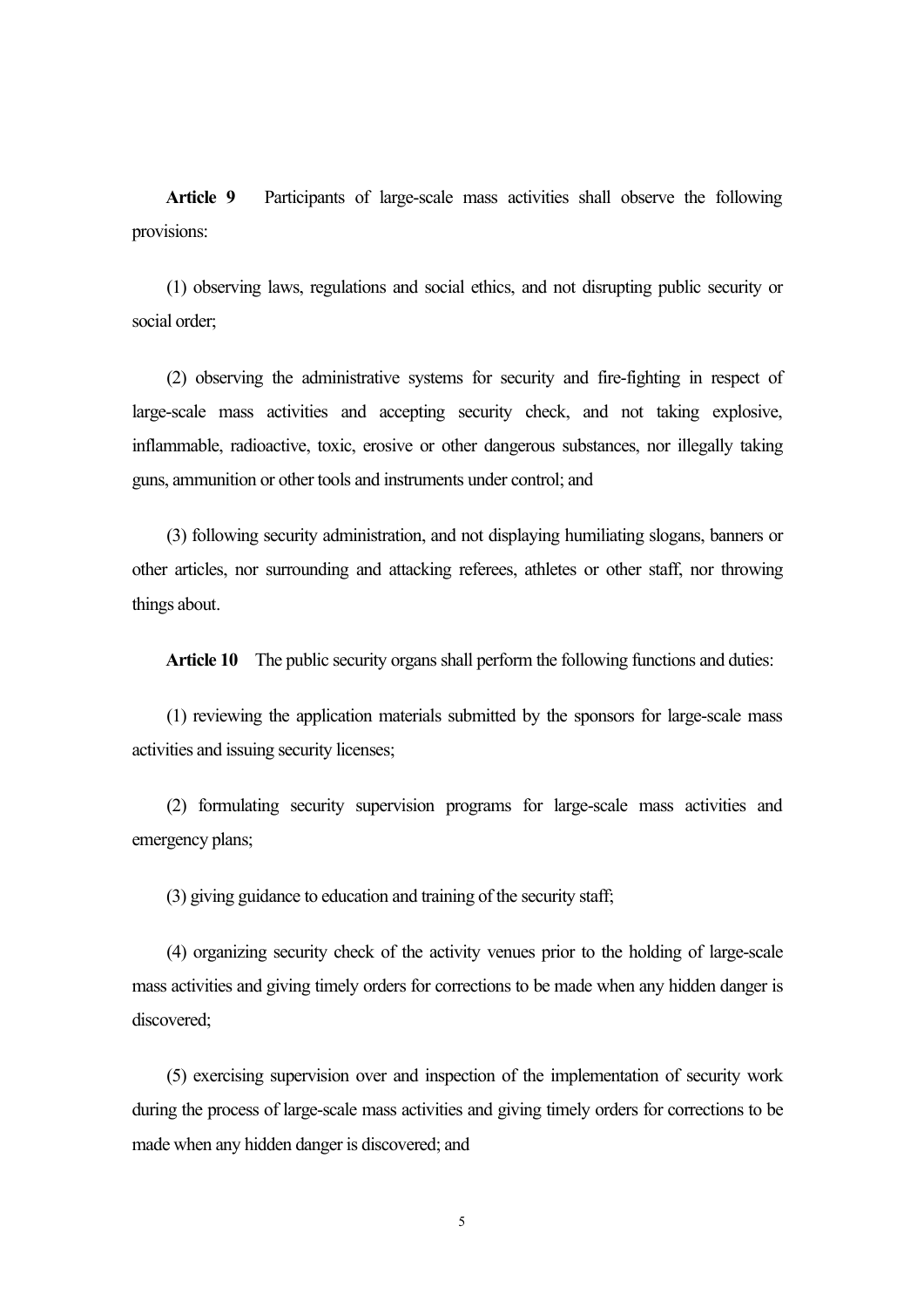**Article 9** Participants of large-scale mass activities shall observe the following provisions:

(1) observing laws, regulations and social ethics, and not disrupting public security or social order;

(2) observing the administrative systems for security and fire-fighting in respect of large-scale mass activities and accepting security check, and not taking explosive, inflammable, radioactive, toxic, erosive or other dangerous substances, nor illegally taking guns, ammunition or other tools and instruments under control; and

(3) following security administration, and not displaying humiliating slogans, banners or other articles, nor surrounding and attacking referees, athletes or other staff, nor throwing things about.

**Article 10** The public security organs shall perform the following functions and duties:

(1) reviewing the application materials submitted by the sponsors for large-scale mass activities and issuing security licenses;

(2) formulating security supervision programs for large-scale mass activities and emergency plans;

(3) giving guidance to education and training of the security staff;

(4) organizing security check of the activity venues prior to the holding of large-scale mass activities and giving timely orders for corrections to be made when any hidden danger is discovered;

(5) exercising supervision over and inspection of the implementation of security work during the process of large-scale mass activities and giving timely orders for corrections to be made when any hidden danger is discovered; and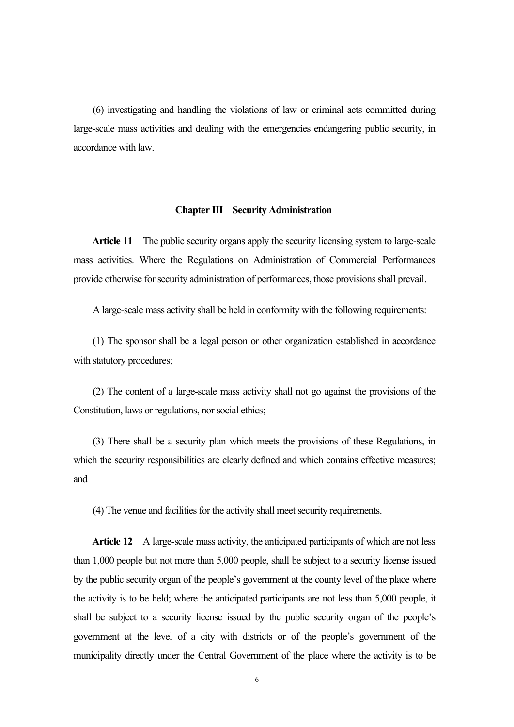(6) investigating and handling the violations of law or criminal acts committed during large-scale mass activities and dealing with the emergencies endangering public security, in accordance with law.

## Chapter III Security Administration

**Article 11** The public security organs apply the security licensing system to large-scale mass activities. Where the Regulations on Administration of Commercial Performances provide otherwise for security administration of performances, those provisions shall prevail.

A large-scale mass activity shall be held in conformity with the following requirements:

(1) The sponsor shall be a legal person or other organization established in accordance with statutory procedures;

(2) The content of a large-scale mass activity shall not go against the provisions of the Constitution, laws or regulations, nor social ethics;

(3) There shall be a security plan which meets the provisions of these Regulations, in which the security responsibilities are clearly defined and which contains effective measures; and

(4) The venue and facilities for the activity shall meet security requirements.

**Article 12** A large-scale mass activity, the anticipated participants of which are not less than 1,000 people but not more than 5,000 people, shall be subject to a security license issued by the public security organ of the people's government at the county level of the place where the activity is to be held; where the anticipated participants are not less than 5,000 people, it shall be subject to a security license issued by the public security organ of the people's government at the level of a city with districts or of the people's government of the municipality directly under the Central Government of the place where the activity is to be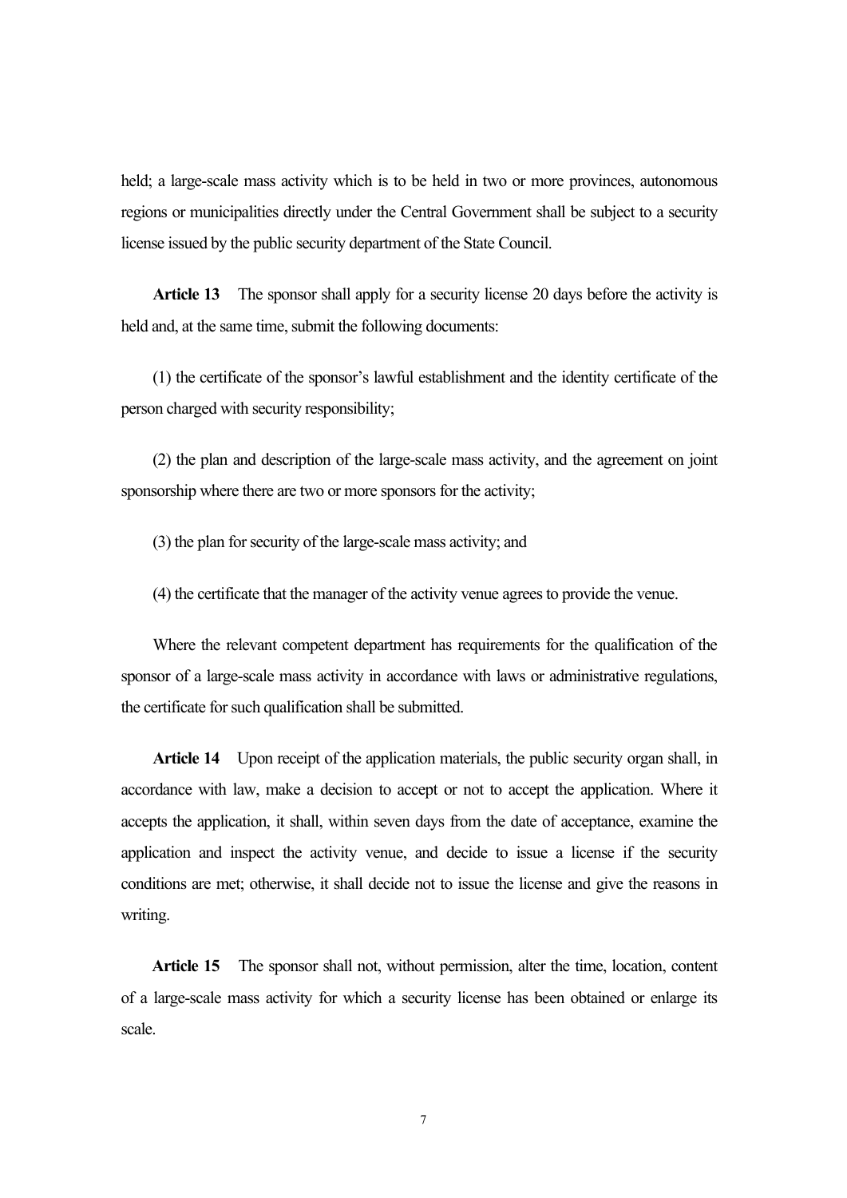held; a large-scale mass activity which is to be held in two or more provinces, autonomous regions or municipalities directly under the Central Government shall be subject to a security license issued by the public security department of the State Council.

**Article 13** The sponsor shall apply for a security license 20 days before the activity is held and, at the same time, submit the following documents:

(1) the certificate of the sponsor's lawful establishment and the identity certificate of the person charged with security responsibility;

(2) the plan and description of the large-scale mass activity, and the agreement on joint sponsorship where there are two or more sponsors for the activity;

(3) the plan for security of the large-scale mass activity; and

(4) the certificate that the manager of the activity venue agrees to provide the venue.

Where the relevant competent department has requirements for the qualification of the sponsor of a large-scale mass activity in accordance with laws or administrative regulations, the certificate for such qualification shall be submitted.

**Article 14** Upon receipt of the application materials, the public security organ shall, in accordance with law, make a decision to accept or not to accept the application. Where it accepts the application, it shall, within seven days from the date of acceptance, examine the application and inspect the activity venue, and decide to issue a license if the security conditions are met; otherwise, it shall decide not to issue the license and give the reasons in writing.

**Article 15** The sponsor shall not, without permission, alter the time, location, content of a large-scale mass activity for which a security license has been obtained or enlarge its scale.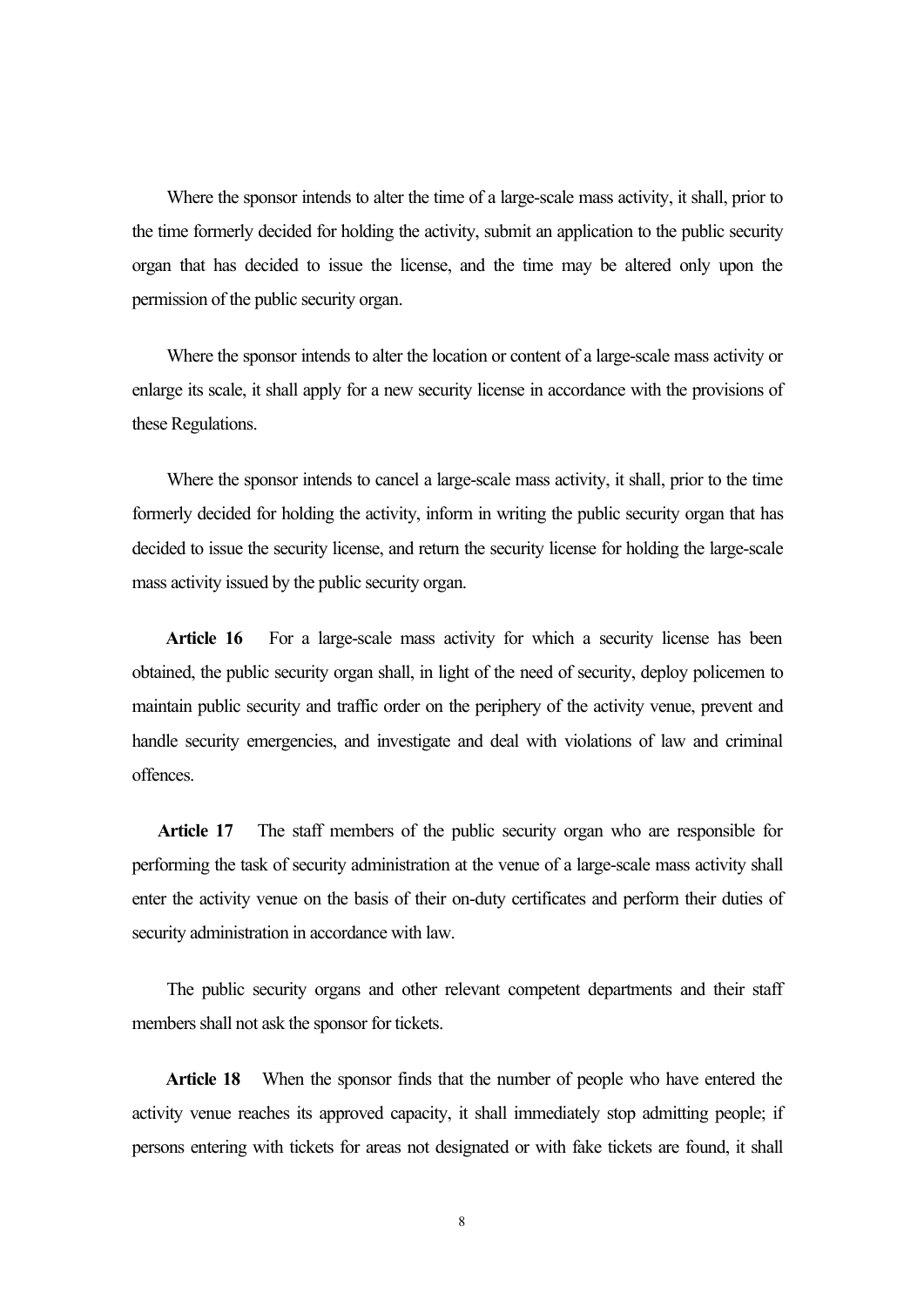Where the sponsor intends to alter the time of a large-scale mass activity, it shall, prior to the time formerly decided for holding the activity, submit an application to the public security organ that has decided to issue the license, and the time may be altered only upon the permission of the public security organ.

Where the sponsor intends to alter the location or content of a large-scale mass activity or enlarge its scale, it shall apply for a new security license in accordance with the provisions of these Regulations.

Where the sponsor intends to cancel a large-scale mass activity, it shall, prior to the time formerly decided for holding the activity, inform in writing the public security organ that has decided to issue the security license, and return the security license for holding the large-scale mass activity issued by the public security organ.

**Article 16** For a large-scale mass activity for which a security license has been obtained, the public security organ shall, in light of the need of security, deploy policemen to maintain public security and traffic order on the periphery of the activity venue, prevent and handle security emergencies, and investigate and deal with violations of law and criminal offences.

**Article 17** The staff members of the public security organ who are responsible for performing the task of security administration at the venue of a large-scale mass activity shall enter the activity venue on the basis of their on-duty certificates and perform their duties of security administration in accordance with law.

The public security organs and other relevant competent departments and their staff members shall not ask the sponsor for tickets.

**Article 18** When the sponsor finds that the number of people who have entered the activity venue reaches its approved capacity, it shall immediately stop admitting people; if persons entering with tickets for areas not designated or with fake tickets are found, it shall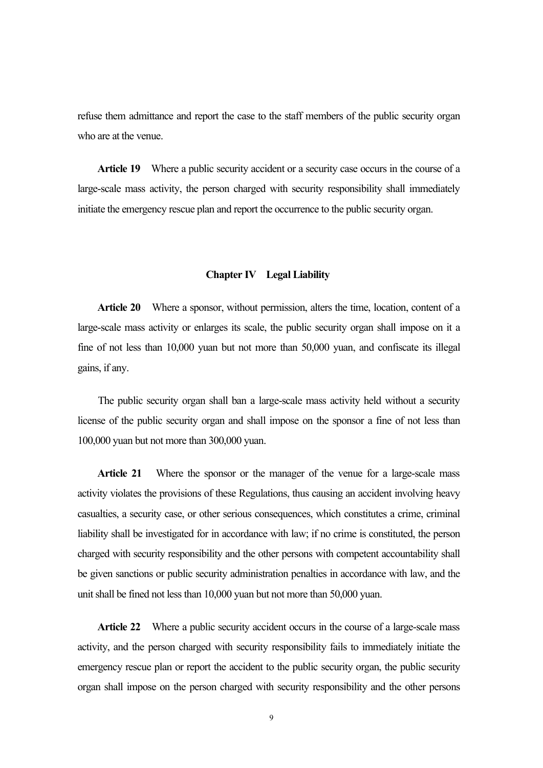refuse them admittance and report the case to the staff members of the public security organ who are at the venue.

**Article 19** Where a public security accident or a security case occurs in the course of a large-scale mass activity, the person charged with security responsibility shall immediately initiate the emergency rescue plan and report the occurrence to the public security organ.

## Chapter IV Legal Liability

**Article 20** Where a sponsor, without permission, alters the time, location, content of a large-scale mass activity or enlarges its scale, the public security organ shall impose on it a fine of not less than 10,000 yuan but not more than 50,000 yuan, and confiscate its illegal gains, if any.

The public security organ shall ban a large-scale mass activity held without a security license of the public security organ and shall impose on the sponsor a fine of not less than 100,000 yuan but not more than 300,000 yuan.

**Article 21** Where the sponsor or the manager of the venue for a large-scale mass activity violates the provisions of these Regulations, thus causing an accident involving heavy casualties, a security case, or other serious consequences, which constitutes a crime, criminal liability shall be investigated for in accordance with law; if no crime is constituted, the person charged with security responsibility and the other persons with competent accountability shall be given sanctions or public security administration penalties in accordance with law, and the unit shall be fined not less than 10,000 yuan but not more than 50,000 yuan.

**Article 22** Where a public security accident occurs in the course of a large-scale mass activity, and the person charged with security responsibility fails to immediately initiate the emergency rescue plan or report the accident to the public security organ, the public security organ shall impose on the person charged with security responsibility and the other persons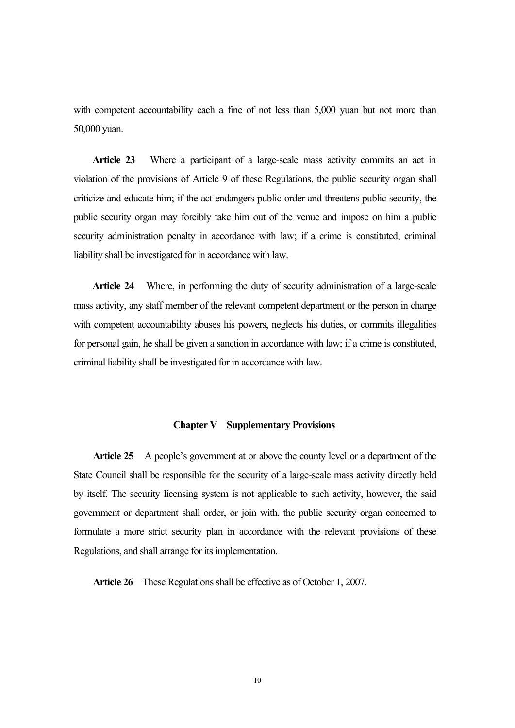with competent accountability each a fine of not less than 5,000 yuan but not more than 50,000 yuan.

**Article 23** Where a participant of a large-scale mass activity commits an act in violation of the provisions of Article 9 of these Regulations, the public security organ shall criticize and educate him; if the act endangers public order and threatens public security, the public security organ may forcibly take him out of the venue and impose on him a public security administration penalty in accordance with law; if a crime is constituted, criminal liability shall be investigated for in accordance with law.

**Article 24** Where, in performing the duty of security administration of a large-scale mass activity, any staff member of the relevant competent department or the person in charge with competent accountability abuses his powers, neglects his duties, or commits illegalities for personal gain, he shall be given a sanction in accordance with law; if a crime is constituted, criminal liability shall be investigated for in accordance with law.

## Chapter V Supplementary Provisions

**Article 25** A people's government at or above the county level or a department of the State Council shall be responsible for the security of a large-scale mass activity directly held by itself. The security licensing system is not applicable to such activity, however, the said government or department shall order, or join with, the public security organ concerned to formulate a more strict security plan in accordance with the relevant provisions of these Regulations, and shall arrange for its implementation.

**Article 26** These Regulations shall be effective as of October 1, 2007.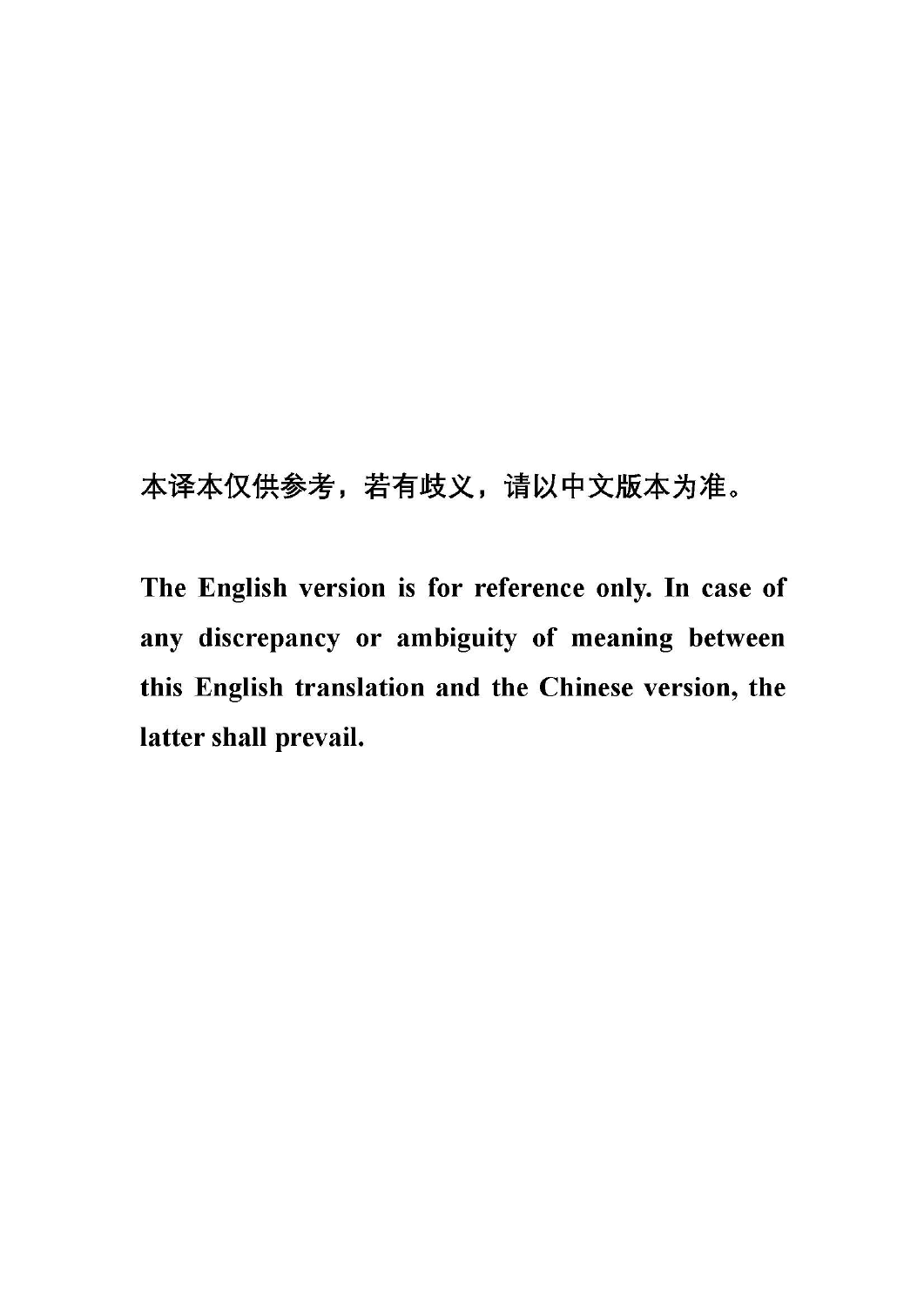本译本仅供参考，若有歧义，请以中文版本为准。

**The English version is for reference only. In case of any discrepancy or ambiguity of meaning between this English translation and the Chinese version, the latter shall prevail.**